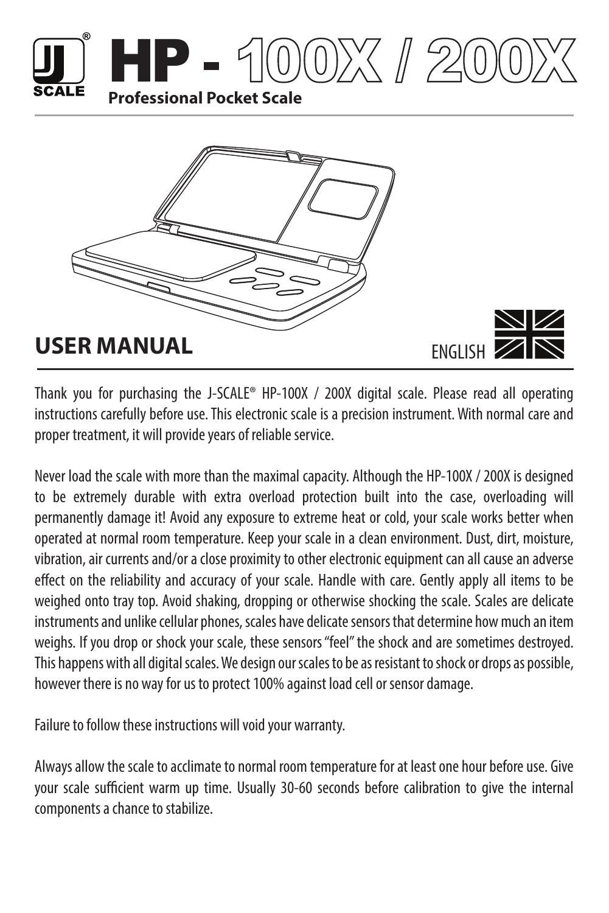# HP - 100X / 200X

**Professional Pocket Scale**

## USER MANUAL

ENGLISH

Thank you for purchasing the J-SCALE® HP-100X / 200X digital scale. Please read all operating instructions carefully before use. This electronic scale is a precision instrument. With normal care and proper treatment, it will provide years of reliable service.

Never load the scale with more than the maximal capacity. Although the HP-100X / 200X is designed to be extremely durable with extra overload protection built into the case, overloading will permanently damage it! Avoid any exposure to extreme heat or cold, your scale works better when operated at normal room temperature. Keep your scale in a clean environment. Dust, dirt, moisture, vibration, air currents and/or a close proximity to other electronic equipment can all cause an adverse effect on the reliability and accuracy of your scale. Handle with care. Gently apply all items to be weighed onto tray top. Avoid shaking, dropping or otherwise shocking the scale. Scales are delicate instruments and unlike cellular phones, scales have delicate sensors that determine how much an item weighs. If you drop or shock your scale, these sensors "feel" the shock and are sometimes destroyed. This happens with all digital scales. We design our scales to be as resistant to shock or drops as possible, however there is no way for us to protect 100% against load cell or sensor damage.

Failure to follow these instructions will void your warranty.

Always allow the scale to acclimate to normal room temperature for at least one hour before use. Give your scale sufficient warm up time. Usually 30-60 seconds before calibration to give the internal components a chance to stabilize.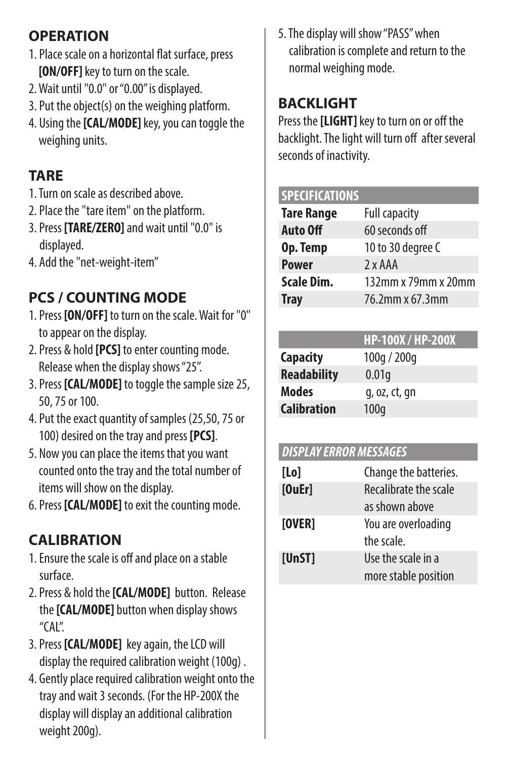## OPERATION

1. Place scale on a horizontal flat surface, press **[ON/OFF]** key to turn on the scale.
2. Wait until "0.0" or "0.00" is displayed.
3. Put the object(s) on the weighing platform.
4. Using the **[CAL/MODE]** key, you can toggle the weighing units.

## TARE

1. Turn on scale as described above.
2. Place the "tare item" on the platform.
3. Press **[TARE/ZERO]** and wait until "0.0" is displayed.
4. Add the "net-weight-item"

## PCS / COUNTING MODE

1. Press **[ON/OFF]** to turn on the scale. Wait for "0" to appear on the display.
2. Press & hold **[PCS]** to enter counting mode. Release when the display shows "25".
3. Press **[CAL/MODE]** to toggle the sample size 25, 50, 75 or 100.
4. Put the exact quantity of samples (25,50, 75 or 100) desired on the tray and press **[PCS]**.
5. Now you can place the items that you want counted onto the tray and the total number of items will show on the display.
6. Press **[CAL/MODE]** to exit the counting mode.

## CALIBRATION

1. Ensure the scale is off and place on a stable surface.
2. Press & hold the **[CAL/MODE]** button. Release the **[CAL/MODE]** button when display shows "CAL".
3. Press **[CAL/MODE]** key again, the LCD will display the required calibration weight (100g) .
4. Gently place required calibration weight onto the tray and wait 3 seconds. (For the HP-200X the display will display an additional calibration weight 200g).
5. The display will show "PASS" when calibration is complete and return to the normal weighing mode.

## BACKLIGHT

Press the **[LIGHT]** key to turn on or off the backlight. The light will turn off after several seconds of inactivity.

| SPECIFICATIONS | |
|---|---|
| **Tare Range** | Full capacity |
| **Auto Off** | 60 seconds off |
| **Op. Temp** | 10 to 30 degree C |
| **Power** | 2 x AAA |
| **Scale Dim.** | 132mm x 79mm x 20mm |
| **Tray** | 76.2mm x 67.3mm |

| | HP-100X / HP-200X |
|---|---|
| **Capacity** | 100g / 200g |
| **Readability** | 0.01g |
| **Modes** | g, oz, ct, gn |
| **Calibration** | 100g |

| *DISPLAY ERROR MESSAGES* | |
|---|---|
| **[Lo]** | Change the batteries. |
| **[OuEr]** | Recalibrate the scale as shown above |
| **[OVER]** | You are overloading the scale. |
| **[UnST]** | Use the scale in a more stable position |